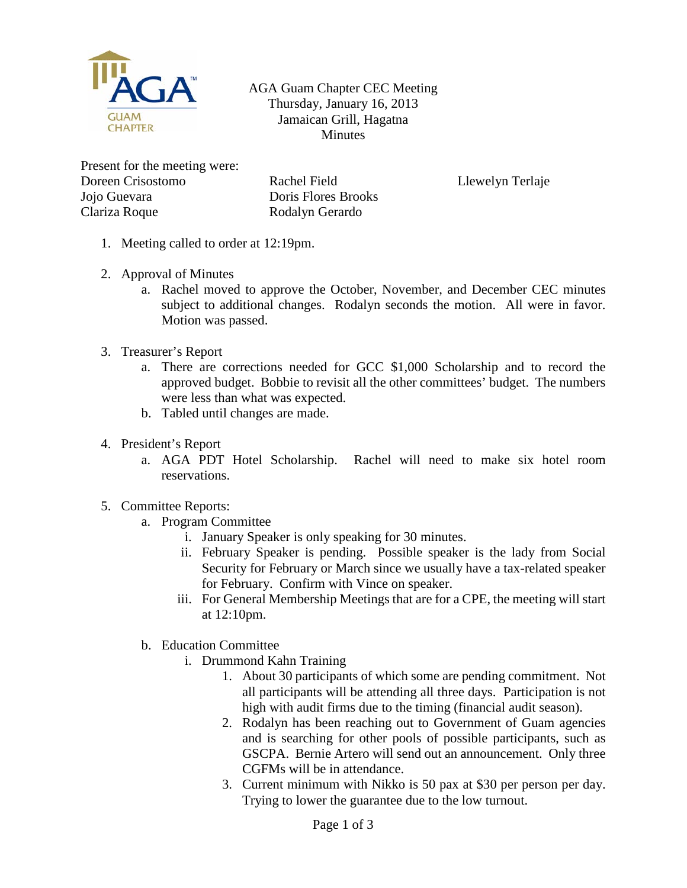AGA Guam Chapter CEC Meeting
Thursday, January 16, 2013
Jamaican Grill, Hagatna
Minutes

Present for the meeting were:

| | | |
|---|---|---|
| Doreen Crisostomo | Rachel Field | Llewelyn Terlaje |
| Jojo Guevara | Doris Flores Brooks | |
| Clariza Roque | Rodalyn Gerardo | |

1. Meeting called to order at 12:19pm.

2. Approval of Minutes
   a. Rachel moved to approve the October, November, and December CEC minutes subject to additional changes. Rodalyn seconds the motion. All were in favor. Motion was passed.

3. Treasurer's Report
   a. There are corrections needed for GCC $1,000 Scholarship and to record the approved budget. Bobbie to revisit all the other committees' budget. The numbers were less than what was expected.
   b. Tabled until changes are made.

4. President's Report
   a. AGA PDT Hotel Scholarship. Rachel will need to make six hotel room reservations.

5. Committee Reports:
   a. Program Committee
      i. January Speaker is only speaking for 30 minutes.
      ii. February Speaker is pending. Possible speaker is the lady from Social Security for February or March since we usually have a tax-related speaker for February. Confirm with Vince on speaker.
      iii. For General Membership Meetings that are for a CPE, the meeting will start at 12:10pm.

   b. Education Committee
      i. Drummond Kahn Training
         1. About 30 participants of which some are pending commitment. Not all participants will be attending all three days. Participation is not high with audit firms due to the timing (financial audit season).
         2. Rodalyn has been reaching out to Government of Guam agencies and is searching for other pools of possible participants, such as GSCPA. Bernie Artero will send out an announcement. Only three CGFMs will be in attendance.
         3. Current minimum with Nikko is 50 pax at $30 per person per day. Trying to lower the guarantee due to the low turnout.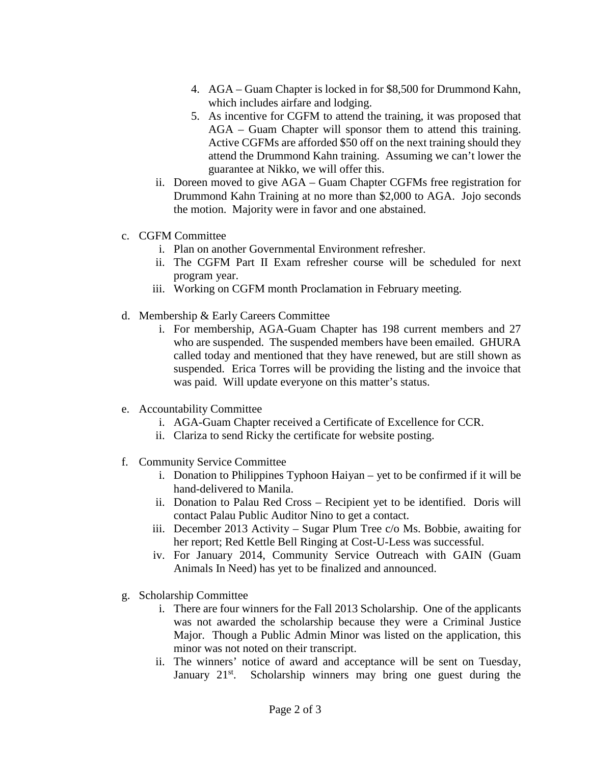4. AGA – Guam Chapter is locked in for $8,500 for Drummond Kahn, which includes airfare and lodging.
5. As incentive for CGFM to attend the training, it was proposed that AGA – Guam Chapter will sponsor them to attend this training. Active CGFMs are afforded $50 off on the next training should they attend the Drummond Kahn training. Assuming we can't lower the guarantee at Nikko, we will offer this.

ii. Doreen moved to give AGA – Guam Chapter CGFMs free registration for Drummond Kahn Training at no more than $2,000 to AGA. Jojo seconds the motion. Majority were in favor and one abstained.

c. CGFM Committee
   i. Plan on another Governmental Environment refresher.
   ii. The CGFM Part II Exam refresher course will be scheduled for next program year.
   iii. Working on CGFM month Proclamation in February meeting.

d. Membership & Early Careers Committee
   i. For membership, AGA-Guam Chapter has 198 current members and 27 who are suspended. The suspended members have been emailed. GHURA called today and mentioned that they have renewed, but are still shown as suspended. Erica Torres will be providing the listing and the invoice that was paid. Will update everyone on this matter's status.

e. Accountability Committee
   i. AGA-Guam Chapter received a Certificate of Excellence for CCR.
   ii. Clariza to send Ricky the certificate for website posting.

f. Community Service Committee
   i. Donation to Philippines Typhoon Haiyan – yet to be confirmed if it will be hand-delivered to Manila.
   ii. Donation to Palau Red Cross – Recipient yet to be identified. Doris will contact Palau Public Auditor Nino to get a contact.
   iii. December 2013 Activity – Sugar Plum Tree c/o Ms. Bobbie, awaiting for her report; Red Kettle Bell Ringing at Cost-U-Less was successful.
   iv. For January 2014, Community Service Outreach with GAIN (Guam Animals In Need) has yet to be finalized and announced.

g. Scholarship Committee
   i. There are four winners for the Fall 2013 Scholarship. One of the applicants was not awarded the scholarship because they were a Criminal Justice Major. Though a Public Admin Minor was listed on the application, this minor was not noted on their transcript.
   ii. The winners' notice of award and acceptance will be sent on Tuesday, January 21st. Scholarship winners may bring one guest during the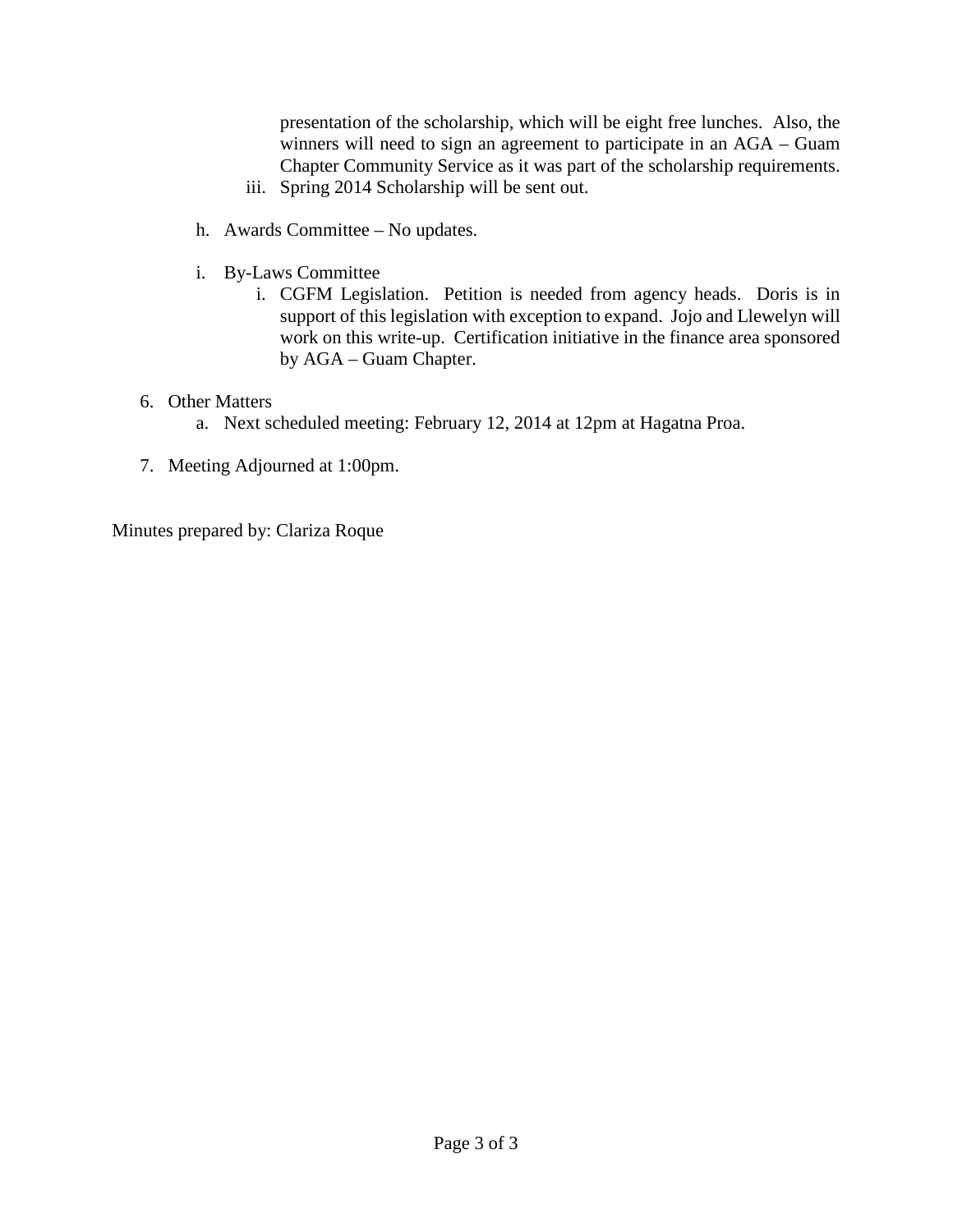presentation of the scholarship, which will be eight free lunches. Also, the winners will need to sign an agreement to participate in an AGA – Guam Chapter Community Service as it was part of the scholarship requirements.

   iii. Spring 2014 Scholarship will be sent out.

h. Awards Committee – No updates.

i. By-Laws Committee
   i. CGFM Legislation. Petition is needed from agency heads. Doris is in support of this legislation with exception to expand. Jojo and Llewelyn will work on this write-up. Certification initiative in the finance area sponsored by AGA – Guam Chapter.

6. Other Matters
   a. Next scheduled meeting: February 12, 2014 at 12pm at Hagatna Proa.

7. Meeting Adjourned at 1:00pm.

Minutes prepared by: Clariza Roque